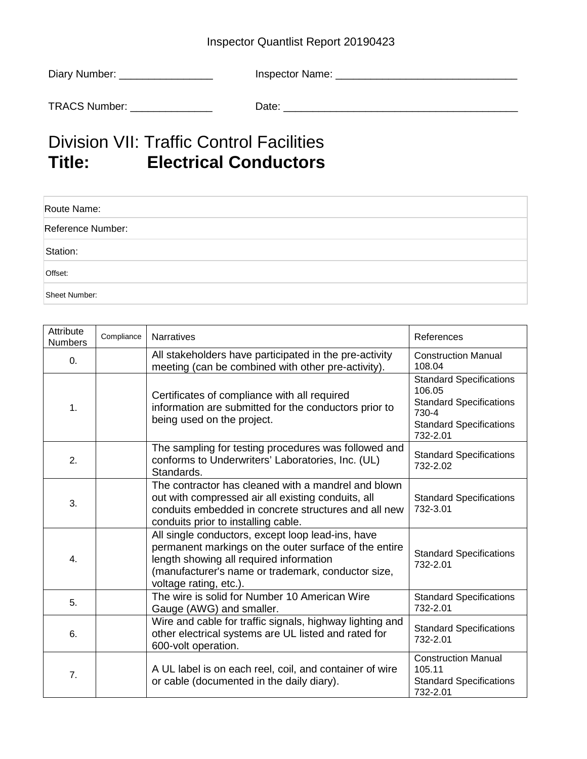Inspector Quantlist Report 20190423

Diary Number: ________________ Inspector Name: _______________________________

TRACS Number: ______________ Date: ________________________________________

# Division VII: Traffic Control Facilities
# Title: Electrical Conductors

| Route Name: |
|---|
| Reference Number: |
| Station: |
| Offset: |
| Sheet Number: |

| Attribute Numbers | Compliance | Narratives | References |
|---|---|---|---|
| 0. | | All stakeholders have participated in the pre-activity meeting (can be combined with other pre-activity). | Construction Manual 108.04 |
| 1. | | Certificates of compliance with all required information are submitted for the conductors prior to being used on the project. | Standard Specifications 106.05<br>Standard Specifications 730-4<br>Standard Specifications 732-2.01 |
| 2. | | The sampling for testing procedures was followed and conforms to Underwriters' Laboratories, Inc. (UL) Standards. | Standard Specifications 732-2.02 |
| 3. | | The contractor has cleaned with a mandrel and blown out with compressed air all existing conduits, all conduits embedded in concrete structures and all new conduits prior to installing cable. | Standard Specifications 732-3.01 |
| 4. | | All single conductors, except loop lead-ins, have permanent markings on the outer surface of the entire length showing all required information (manufacturer's name or trademark, conductor size, voltage rating, etc.). | Standard Specifications 732-2.01 |
| 5. | | The wire is solid for Number 10 American Wire Gauge (AWG) and smaller. | Standard Specifications 732-2.01 |
| 6. | | Wire and cable for traffic signals, highway lighting and other electrical systems are UL listed and rated for 600-volt operation. | Standard Specifications 732-2.01 |
| 7. | | A UL label is on each reel, coil, and container of wire or cable (documented in the daily diary). | Construction Manual 105.11<br>Standard Specifications 732-2.01 |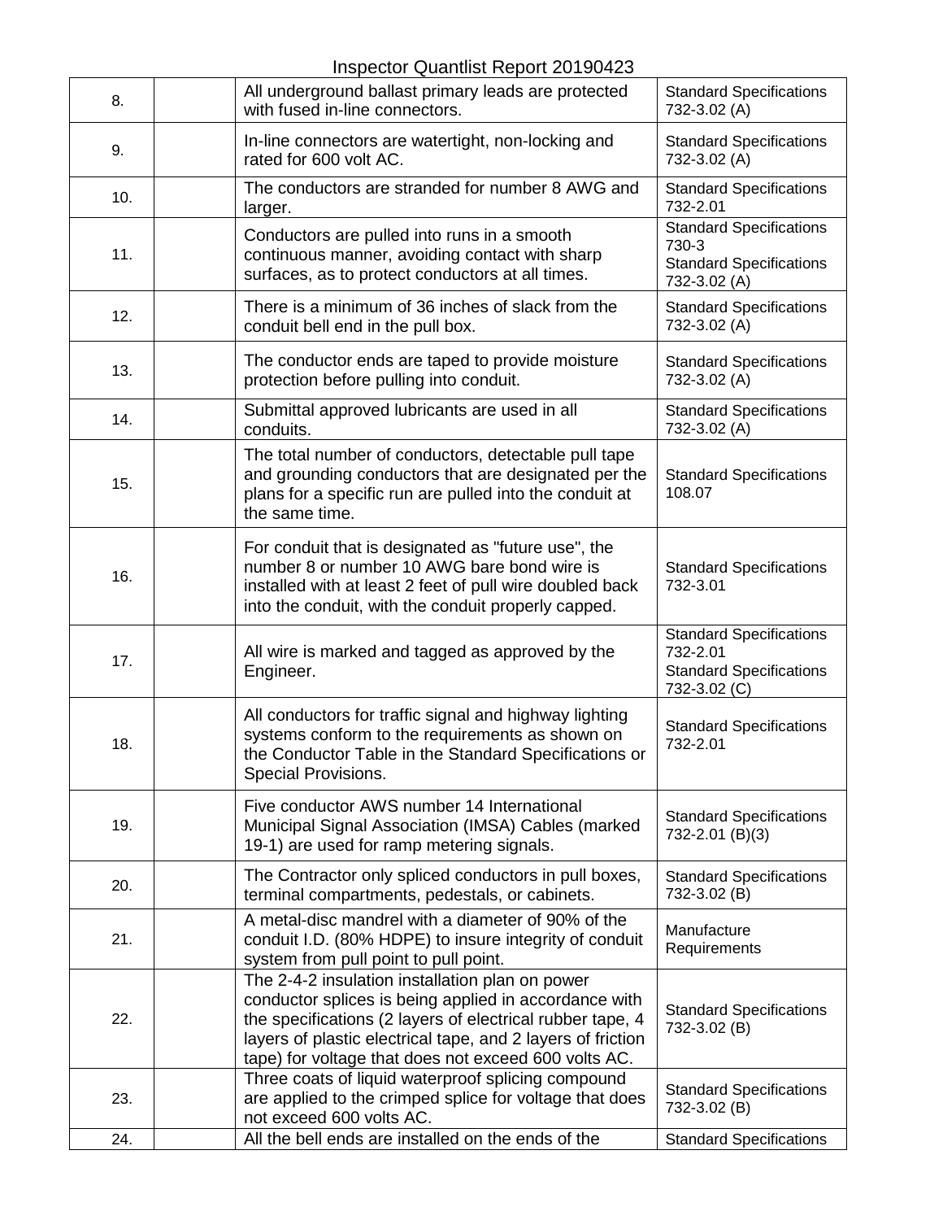Inspector Quantlist Report 20190423

| | | | |
|---|---|---|---|
| 8. | | All underground ballast primary leads are protected with fused in-line connectors. | Standard Specifications 732-3.02 (A) |
| 9. | | In-line connectors are watertight, non-locking and rated for 600 volt AC. | Standard Specifications 732-3.02 (A) |
| 10. | | The conductors are stranded for number 8 AWG and larger. | Standard Specifications 732-2.01 |
| 11. | | Conductors are pulled into runs in a smooth continuous manner, avoiding contact with sharp surfaces, as to protect conductors at all times. | Standard Specifications 730-3<br>Standard Specifications 732-3.02 (A) |
| 12. | | There is a minimum of 36 inches of slack from the conduit bell end in the pull box. | Standard Specifications 732-3.02 (A) |
| 13. | | The conductor ends are taped to provide moisture protection before pulling into conduit. | Standard Specifications 732-3.02 (A) |
| 14. | | Submittal approved lubricants are used in all conduits. | Standard Specifications 732-3.02 (A) |
| 15. | | The total number of conductors, detectable pull tape and grounding conductors that are designated per the plans for a specific run are pulled into the conduit at the same time. | Standard Specifications 108.07 |
| 16. | | For conduit that is designated as "future use", the number 8 or number 10 AWG bare bond wire is installed with at least 2 feet of pull wire doubled back into the conduit, with the conduit properly capped. | Standard Specifications 732-3.01 |
| 17. | | All wire is marked and tagged as approved by the Engineer. | Standard Specifications 732-2.01<br>Standard Specifications 732-3.02 (C) |
| 18. | | All conductors for traffic signal and highway lighting systems conform to the requirements as shown on the Conductor Table in the Standard Specifications or Special Provisions. | Standard Specifications 732-2.01 |
| 19. | | Five conductor AWS number 14 International Municipal Signal Association (IMSA) Cables (marked 19-1) are used for ramp metering signals. | Standard Specifications 732-2.01 (B)(3) |
| 20. | | The Contractor only spliced conductors in pull boxes, terminal compartments, pedestals, or cabinets. | Standard Specifications 732-3.02 (B) |
| 21. | | A metal-disc mandrel with a diameter of 90% of the conduit I.D. (80% HDPE) to insure integrity of conduit system from pull point to pull point. | Manufacture Requirements |
| 22. | | The 2-4-2 insulation installation plan on power conductor splices is being applied in accordance with the specifications (2 layers of electrical rubber tape, 4 layers of plastic electrical tape, and 2 layers of friction tape) for voltage that does not exceed 600 volts AC. | Standard Specifications 732-3.02 (B) |
| 23. | | Three coats of liquid waterproof splicing compound are applied to the crimped splice for voltage that does not exceed 600 volts AC. | Standard Specifications 732-3.02 (B) |
| 24. | | All the bell ends are installed on the ends of the | Standard Specifications |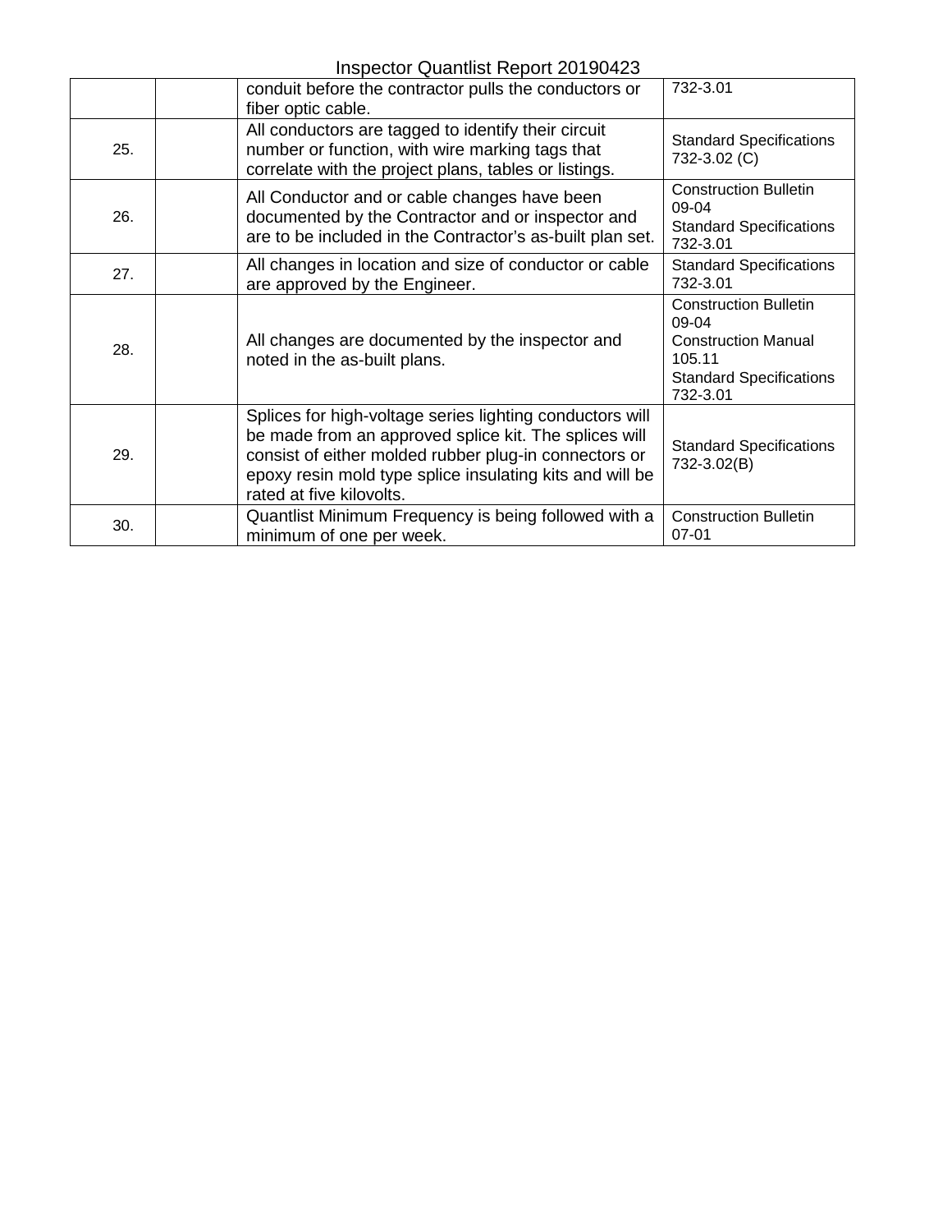| | | | |
|---|---|---|---|
| | | conduit before the contractor pulls the conductors or fiber optic cable. | 732-3.01 |
| 25. | | All conductors are tagged to identify their circuit number or function, with wire marking tags that correlate with the project plans, tables or listings. | Standard Specifications 732-3.02 (C) |
| 26. | | All Conductor and or cable changes have been documented by the Contractor and or inspector and are to be included in the Contractor's as-built plan set. | Construction Bulletin 09-04<br>Standard Specifications 732-3.01 |
| 27. | | All changes in location and size of conductor or cable are approved by the Engineer. | Standard Specifications 732-3.01 |
| 28. | | All changes are documented by the inspector and noted in the as-built plans. | Construction Bulletin 09-04<br>Construction Manual 105.11<br>Standard Specifications 732-3.01 |
| 29. | | Splices for high-voltage series lighting conductors will be made from an approved splice kit. The splices will consist of either molded rubber plug-in connectors or epoxy resin mold type splice insulating kits and will be rated at five kilovolts. | Standard Specifications 732-3.02(B) |
| 30. | | Quantlist Minimum Frequency is being followed with a minimum of one per week. | Construction Bulletin 07-01 |